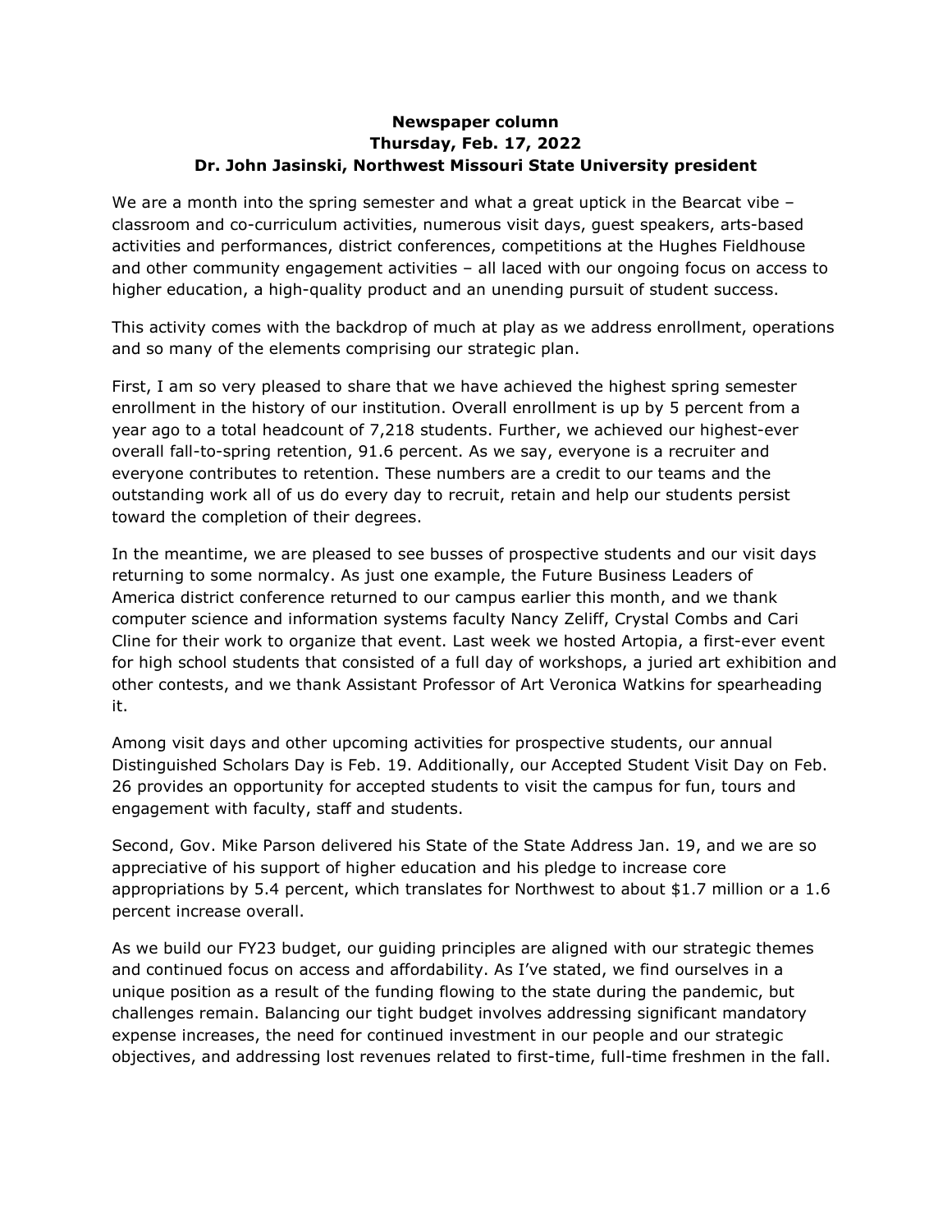**Newspaper column**
**Thursday, Feb. 17, 2022**
**Dr. John Jasinski, Northwest Missouri State University president**

We are a month into the spring semester and what a great uptick in the Bearcat vibe – classroom and co-curriculum activities, numerous visit days, guest speakers, arts-based activities and performances, district conferences, competitions at the Hughes Fieldhouse and other community engagement activities – all laced with our ongoing focus on access to higher education, a high-quality product and an unending pursuit of student success.

This activity comes with the backdrop of much at play as we address enrollment, operations and so many of the elements comprising our strategic plan.

First, I am so very pleased to share that we have achieved the highest spring semester enrollment in the history of our institution. Overall enrollment is up by 5 percent from a year ago to a total headcount of 7,218 students. Further, we achieved our highest-ever overall fall-to-spring retention, 91.6 percent. As we say, everyone is a recruiter and everyone contributes to retention. These numbers are a credit to our teams and the outstanding work all of us do every day to recruit, retain and help our students persist toward the completion of their degrees.

In the meantime, we are pleased to see busses of prospective students and our visit days returning to some normalcy. As just one example, the Future Business Leaders of America district conference returned to our campus earlier this month, and we thank computer science and information systems faculty Nancy Zeliff, Crystal Combs and Cari Cline for their work to organize that event. Last week we hosted Artopia, a first-ever event for high school students that consisted of a full day of workshops, a juried art exhibition and other contests, and we thank Assistant Professor of Art Veronica Watkins for spearheading it.

Among visit days and other upcoming activities for prospective students, our annual Distinguished Scholars Day is Feb. 19. Additionally, our Accepted Student Visit Day on Feb. 26 provides an opportunity for accepted students to visit the campus for fun, tours and engagement with faculty, staff and students.

Second, Gov. Mike Parson delivered his State of the State Address Jan. 19, and we are so appreciative of his support of higher education and his pledge to increase core appropriations by 5.4 percent, which translates for Northwest to about $1.7 million or a 1.6 percent increase overall.

As we build our FY23 budget, our guiding principles are aligned with our strategic themes and continued focus on access and affordability. As I've stated, we find ourselves in a unique position as a result of the funding flowing to the state during the pandemic, but challenges remain. Balancing our tight budget involves addressing significant mandatory expense increases, the need for continued investment in our people and our strategic objectives, and addressing lost revenues related to first-time, full-time freshmen in the fall.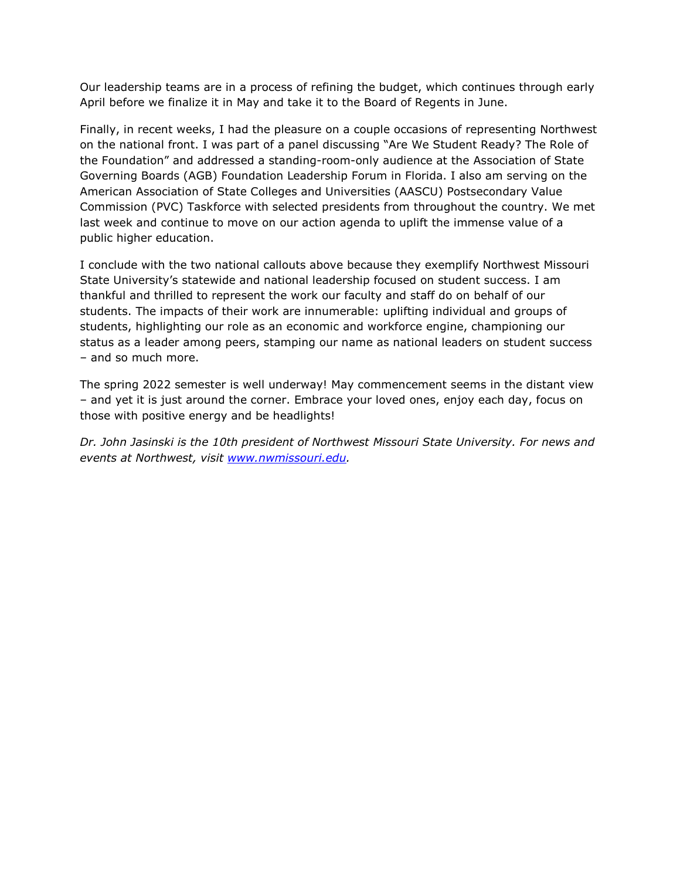Our leadership teams are in a process of refining the budget, which continues through early April before we finalize it in May and take it to the Board of Regents in June.

Finally, in recent weeks, I had the pleasure on a couple occasions of representing Northwest on the national front. I was part of a panel discussing "Are We Student Ready? The Role of the Foundation" and addressed a standing-room-only audience at the Association of State Governing Boards (AGB) Foundation Leadership Forum in Florida. I also am serving on the American Association of State Colleges and Universities (AASCU) Postsecondary Value Commission (PVC) Taskforce with selected presidents from throughout the country. We met last week and continue to move on our action agenda to uplift the immense value of a public higher education.

I conclude with the two national callouts above because they exemplify Northwest Missouri State University's statewide and national leadership focused on student success. I am thankful and thrilled to represent the work our faculty and staff do on behalf of our students. The impacts of their work are innumerable: uplifting individual and groups of students, highlighting our role as an economic and workforce engine, championing our status as a leader among peers, stamping our name as national leaders on student success – and so much more.

The spring 2022 semester is well underway! May commencement seems in the distant view – and yet it is just around the corner. Embrace your loved ones, enjoy each day, focus on those with positive energy and be headlights!

*Dr. John Jasinski is the 10th president of Northwest Missouri State University. For news and events at Northwest, visit [www.nwmissouri.edu](www.nwmissouri.edu).*